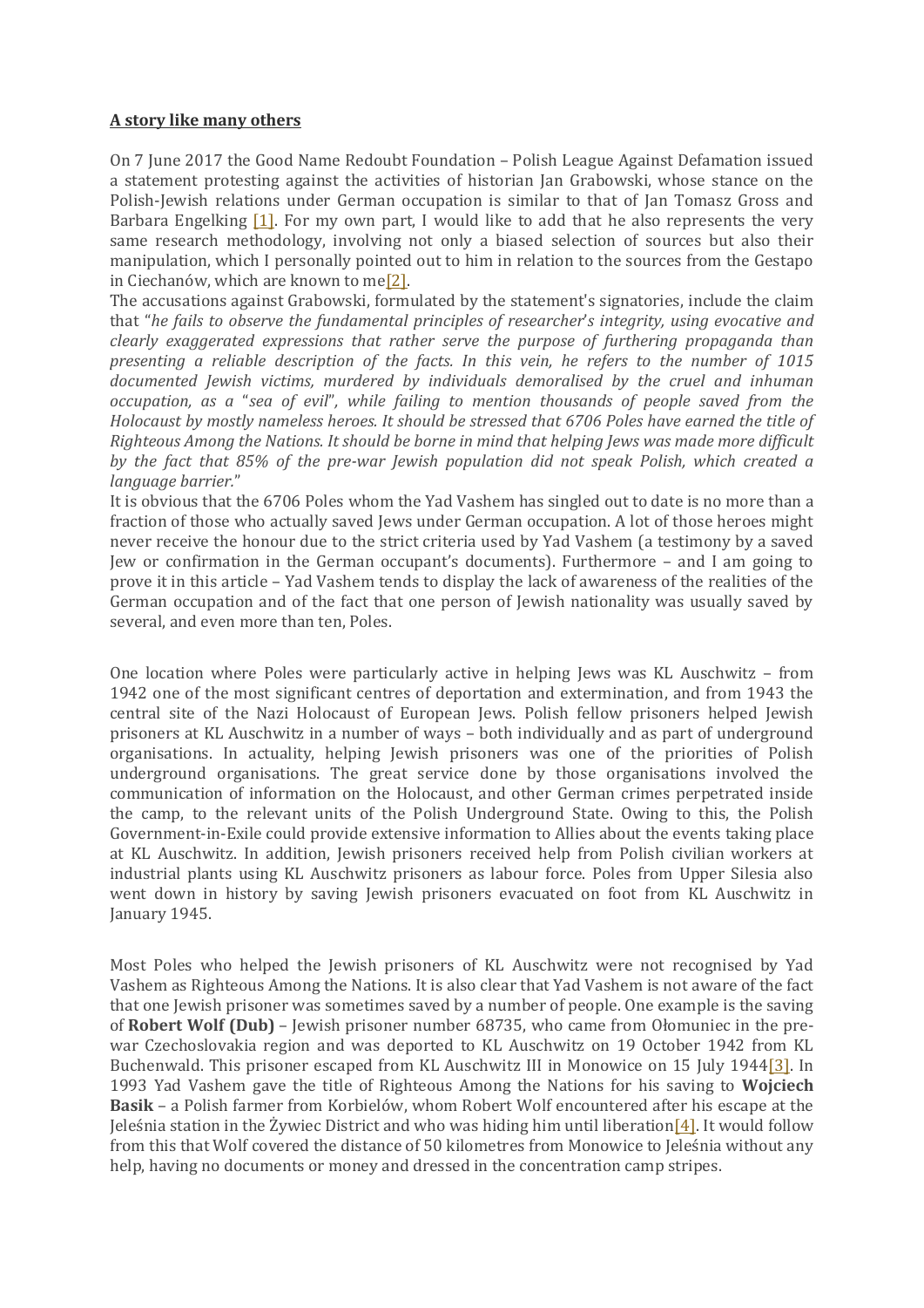**A story like many others**

On 7 June 2017 the Good Name Redoubt Foundation – Polish League Against Defamation issued a statement protesting against the activities of historian Jan Grabowski, whose stance on the Polish-Jewish relations under German occupation is similar to that of Jan Tomasz Gross and Barbara Engelking [1]. For my own part, I would like to add that he also represents the very same research methodology, involving not only a biased selection of sources but also their manipulation, which I personally pointed out to him in relation to the sources from the Gestapo in Ciechanów, which are known to me[2].

The accusations against Grabowski, formulated by the statement's signatories, include the claim that "*he fails to observe the fundamental principles of researcher's integrity, using evocative and clearly exaggerated expressions that rather serve the purpose of furthering propaganda than presenting a reliable description of the facts. In this vein, he refers to the number of 1015 documented Jewish victims, murdered by individuals demoralised by the cruel and inhuman occupation, as a "sea of evil", while failing to mention thousands of people saved from the Holocaust by mostly nameless heroes. It should be stressed that 6706 Poles have earned the title of Righteous Among the Nations. It should be borne in mind that helping Jews was made more difficult by the fact that 85% of the pre-war Jewish population did not speak Polish, which created a language barrier.*"

It is obvious that the 6706 Poles whom the Yad Vashem has singled out to date is no more than a fraction of those who actually saved Jews under German occupation. A lot of those heroes might never receive the honour due to the strict criteria used by Yad Vashem (a testimony by a saved Jew or confirmation in the German occupant's documents). Furthermore – and I am going to prove it in this article – Yad Vashem tends to display the lack of awareness of the realities of the German occupation and of the fact that one person of Jewish nationality was usually saved by several, and even more than ten, Poles.

One location where Poles were particularly active in helping Jews was KL Auschwitz – from 1942 one of the most significant centres of deportation and extermination, and from 1943 the central site of the Nazi Holocaust of European Jews. Polish fellow prisoners helped Jewish prisoners at KL Auschwitz in a number of ways – both individually and as part of underground organisations. In actuality, helping Jewish prisoners was one of the priorities of Polish underground organisations. The great service done by those organisations involved the communication of information on the Holocaust, and other German crimes perpetrated inside the camp, to the relevant units of the Polish Underground State. Owing to this, the Polish Government-in-Exile could provide extensive information to Allies about the events taking place at KL Auschwitz. In addition, Jewish prisoners received help from Polish civilian workers at industrial plants using KL Auschwitz prisoners as labour force. Poles from Upper Silesia also went down in history by saving Jewish prisoners evacuated on foot from KL Auschwitz in January 1945.

Most Poles who helped the Jewish prisoners of KL Auschwitz were not recognised by Yad Vashem as Righteous Among the Nations. It is also clear that Yad Vashem is not aware of the fact that one Jewish prisoner was sometimes saved by a number of people. One example is the saving of **Robert Wolf (Dub)** – Jewish prisoner number 68735, who came from Ołomuniec in the pre-war Czechoslovakia region and was deported to KL Auschwitz on 19 October 1942 from KL Buchenwald. This prisoner escaped from KL Auschwitz III in Monowice on 15 July 1944[3]. In 1993 Yad Vashem gave the title of Righteous Among the Nations for his saving to **Wojciech Basik** – a Polish farmer from Korbielów, whom Robert Wolf encountered after his escape at the Jeleśnia station in the Żywiec District and who was hiding him until liberation[4]. It would follow from this that Wolf covered the distance of 50 kilometres from Monowice to Jeleśnia without any help, having no documents or money and dressed in the concentration camp stripes.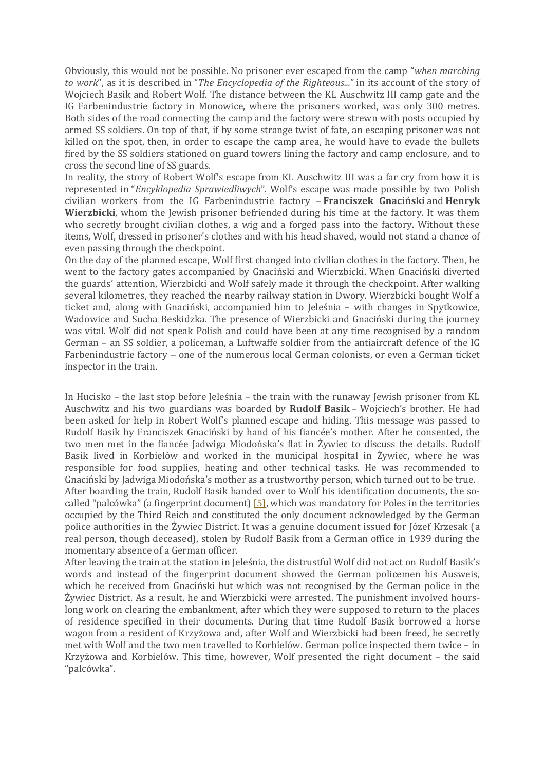Obviously, this would not be possible. No prisoner ever escaped from the camp "*when marching to work*", as it is described in "*The Encyclopedia of the Righteous...*" in its account of the story of Wojciech Basik and Robert Wolf. The distance between the KL Auschwitz III camp gate and the IG Farbenindustrie factory in Monowice, where the prisoners worked, was only 300 metres. Both sides of the road connecting the camp and the factory were strewn with posts occupied by armed SS soldiers. On top of that, if by some strange twist of fate, an escaping prisoner was not killed on the spot, then, in order to escape the camp area, he would have to evade the bullets fired by the SS soldiers stationed on guard towers lining the factory and camp enclosure, and to cross the second line of SS guards.

In reality, the story of Robert Wolf's escape from KL Auschwitz III was a far cry from how it is represented in "*Encyklopedia Sprawiedliwych*". Wolf's escape was made possible by two Polish civilian workers from the IG Farbenindustrie factory – **Franciszek Gnaciński** and **Henryk Wierzbicki**, whom the Jewish prisoner befriended during his time at the factory. It was them who secretly brought civilian clothes, a wig and a forged pass into the factory. Without these items, Wolf, dressed in prisoner's clothes and with his head shaved, would not stand a chance of even passing through the checkpoint.

On the day of the planned escape, Wolf first changed into civilian clothes in the factory. Then, he went to the factory gates accompanied by Gnaciński and Wierzbicki. When Gnaciński diverted the guards' attention, Wierzbicki and Wolf safely made it through the checkpoint. After walking several kilometres, they reached the nearby railway station in Dwory. Wierzbicki bought Wolf a ticket and, along with Gnaciński, accompanied him to Jeleśnia – with changes in Spytkowice, Wadowice and Sucha Beskidzka. The presence of Wierzbicki and Gnaciński during the journey was vital. Wolf did not speak Polish and could have been at any time recognised by a random German – an SS soldier, a policeman, a Luftwaffe soldier from the antiaircraft defence of the IG Farbenindustrie factory – one of the numerous local German colonists, or even a German ticket inspector in the train.

In Hucisko – the last stop before Jeleśnia – the train with the runaway Jewish prisoner from KL Auschwitz and his two guardians was boarded by **Rudolf Basik** – Wojciech's brother. He had been asked for help in Robert Wolf's planned escape and hiding. This message was passed to Rudolf Basik by Franciszek Gnaciński by hand of his fiancée's mother. After he consented, the two men met in the fiancée Jadwiga Miodońska's flat in Żywiec to discuss the details. Rudolf Basik lived in Korbielów and worked in the municipal hospital in Żywiec, where he was responsible for food supplies, heating and other technical tasks. He was recommended to Gnaciński by Jadwiga Miodońska's mother as a trustworthy person, which turned out to be true.

After boarding the train, Rudolf Basik handed over to Wolf his identification documents, the so-called "palcówka" (a fingerprint document) [5], which was mandatory for Poles in the territories occupied by the Third Reich and constituted the only document acknowledged by the German police authorities in the Żywiec District. It was a genuine document issued for Józef Krzesak (a real person, though deceased), stolen by Rudolf Basik from a German office in 1939 during the momentary absence of a German officer.

After leaving the train at the station in Jeleśnia, the distrustful Wolf did not act on Rudolf Basik's words and instead of the fingerprint document showed the German policemen his Ausweis, which he received from Gnaciński but which was not recognised by the German police in the Żywiec District. As a result, he and Wierzbicki were arrested. The punishment involved hours-long work on clearing the embankment, after which they were supposed to return to the places of residence specified in their documents. During that time Rudolf Basik borrowed a horse wagon from a resident of Krzyżowa and, after Wolf and Wierzbicki had been freed, he secretly met with Wolf and the two men travelled to Korbielów. German police inspected them twice – in Krzyżowa and Korbielów. This time, however, Wolf presented the right document – the said "palcówka".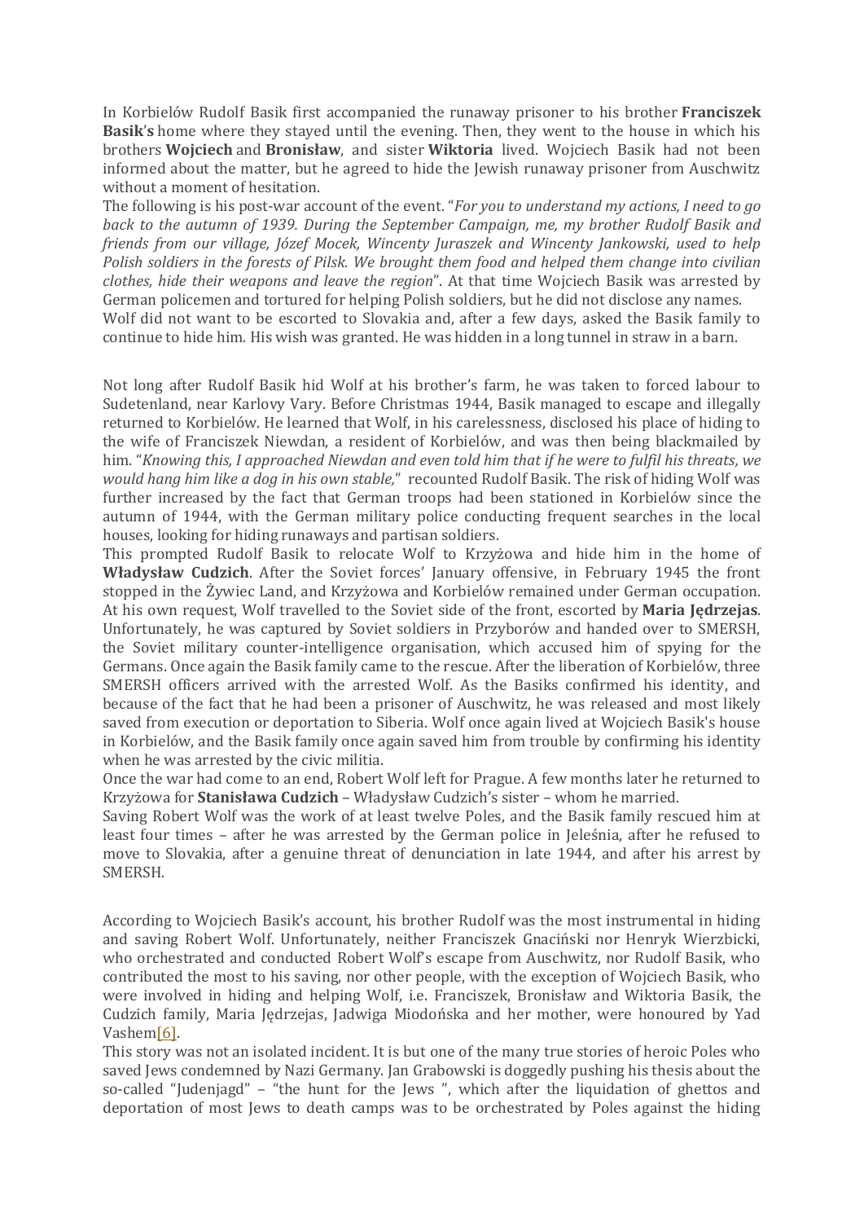In Korbielów Rudolf Basik first accompanied the runaway prisoner to his brother **Franciszek Basik's** home where they stayed until the evening. Then, they went to the house in which his brothers **Wojciech** and **Bronisław**, and sister **Wiktoria** lived. Wojciech Basik had not been informed about the matter, but he agreed to hide the Jewish runaway prisoner from Auschwitz without a moment of hesitation.

The following is his post-war account of the event. "*For you to understand my actions, I need to go back to the autumn of 1939. During the September Campaign, me, my brother Rudolf Basik and friends from our village, Józef Mocek, Wincenty Juraszek and Wincenty Jankowski, used to help Polish soldiers in the forests of Pilsk. We brought them food and helped them change into civilian clothes, hide their weapons and leave the region*". At that time Wojciech Basik was arrested by German policemen and tortured for helping Polish soldiers, but he did not disclose any names.

Wolf did not want to be escorted to Slovakia and, after a few days, asked the Basik family to continue to hide him. His wish was granted. He was hidden in a long tunnel in straw in a barn.

Not long after Rudolf Basik hid Wolf at his brother's farm, he was taken to forced labour to Sudetenland, near Karlovy Vary. Before Christmas 1944, Basik managed to escape and illegally returned to Korbielów. He learned that Wolf, in his carelessness, disclosed his place of hiding to the wife of Franciszek Niewdan, a resident of Korbielów, and was then being blackmailed by him. "*Knowing this, I approached Niewdan and even told him that if he were to fulfil his threats, we would hang him like a dog in his own stable,*" recounted Rudolf Basik. The risk of hiding Wolf was further increased by the fact that German troops had been stationed in Korbielów since the autumn of 1944, with the German military police conducting frequent searches in the local houses, looking for hiding runaways and partisan soldiers.

This prompted Rudolf Basik to relocate Wolf to Krzyżowa and hide him in the home of **Władysław Cudzich**. After the Soviet forces' January offensive, in February 1945 the front stopped in the Żywiec Land, and Krzyżowa and Korbielów remained under German occupation. At his own request, Wolf travelled to the Soviet side of the front, escorted by **Maria Jędrzejas**. Unfortunately, he was captured by Soviet soldiers in Przyborów and handed over to SMERSH, the Soviet military counter-intelligence organisation, which accused him of spying for the Germans. Once again the Basik family came to the rescue. After the liberation of Korbielów, three SMERSH officers arrived with the arrested Wolf. As the Basiks confirmed his identity, and because of the fact that he had been a prisoner of Auschwitz, he was released and most likely saved from execution or deportation to Siberia. Wolf once again lived at Wojciech Basik's house in Korbielów, and the Basik family once again saved him from trouble by confirming his identity when he was arrested by the civic militia.

Once the war had come to an end, Robert Wolf left for Prague. A few months later he returned to Krzyżowa for **Stanisława Cudzich** – Władysław Cudzich's sister – whom he married.

Saving Robert Wolf was the work of at least twelve Poles, and the Basik family rescued him at least four times – after he was arrested by the German police in Jeleśnia, after he refused to move to Slovakia, after a genuine threat of denunciation in late 1944, and after his arrest by SMERSH.

According to Wojciech Basik's account, his brother Rudolf was the most instrumental in hiding and saving Robert Wolf. Unfortunately, neither Franciszek Gnaciński nor Henryk Wierzbicki, who orchestrated and conducted Robert Wolf's escape from Auschwitz, nor Rudolf Basik, who contributed the most to his saving, nor other people, with the exception of Wojciech Basik, who were involved in hiding and helping Wolf, i.e. Franciszek, Bronisław and Wiktoria Basik, the Cudzich family, Maria Jędrzejas, Jadwiga Miodońska and her mother, were honoured by Yad Vashem[6].

This story was not an isolated incident. It is but one of the many true stories of heroic Poles who saved Jews condemned by Nazi Germany. Jan Grabowski is doggedly pushing his thesis about the so-called "Judenjagd" – "the hunt for the Jews ", which after the liquidation of ghettos and deportation of most Jews to death camps was to be orchestrated by Poles against the hiding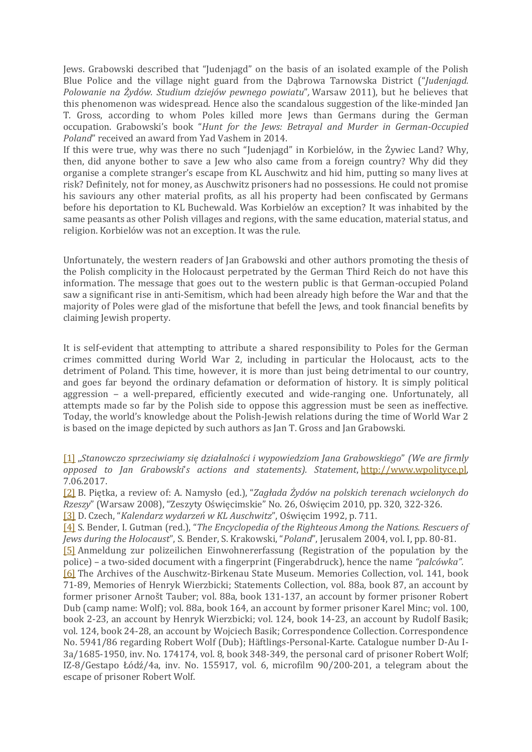Jews. Grabowski described that "Judenjagd" on the basis of an isolated example of the Polish Blue Police and the village night guard from the Dąbrowa Tarnowska District ("*Judenjagd. Polowanie na Żydów. Studium dziejów pewnego powiatu*", Warsaw 2011), but he believes that this phenomenon was widespread. Hence also the scandalous suggestion of the like-minded Jan T. Gross, according to whom Poles killed more Jews than Germans during the German occupation. Grabowski's book "*Hunt for the Jews: Betrayal and Murder in German-Occupied Poland*" received an award from Yad Vashem in 2014.

If this were true, why was there no such "Judenjagd" in Korbielów, in the Żywiec Land? Why, then, did anyone bother to save a Jew who also came from a foreign country? Why did they organise a complete stranger's escape from KL Auschwitz and hid him, putting so many lives at risk? Definitely, not for money, as Auschwitz prisoners had no possessions. He could not promise his saviours any other material profits, as all his property had been confiscated by Germans before his deportation to KL Buchewald. Was Korbielów an exception? It was inhabited by the same peasants as other Polish villages and regions, with the same education, material status, and religion. Korbielów was not an exception. It was the rule.

Unfortunately, the western readers of Jan Grabowski and other authors promoting the thesis of the Polish complicity in the Holocaust perpetrated by the German Third Reich do not have this information. The message that goes out to the western public is that German-occupied Poland saw a significant rise in anti-Semitism, which had been already high before the War and that the majority of Poles were glad of the misfortune that befell the Jews, and took financial benefits by claiming Jewish property.

It is self-evident that attempting to attribute a shared responsibility to Poles for the German crimes committed during World War 2, including in particular the Holocaust, acts to the detriment of Poland. This time, however, it is more than just being detrimental to our country, and goes far beyond the ordinary defamation or deformation of history. It is simply political aggression – a well-prepared, efficiently executed and wide-ranging one. Unfortunately, all attempts made so far by the Polish side to oppose this aggression must be seen as ineffective. Today, the world's knowledge about the Polish-Jewish relations during the time of World War 2 is based on the image depicted by such authors as Jan T. Gross and Jan Grabowski.

[1] „*Stanowczo sprzeciwiamy się działalności i wypowiedziom Jana Grabowskiego*" *(We are firmly opposed to Jan Grabowski's actions and statements). Statement*, http://www.wpolityce.pl, 7.06.2017.

[2] B. Piętka, a review of: A. Namysło (ed.), "*Zagłada Żydów na polskich terenach wcielonych do Rzeszy*" (Warsaw 2008), "Zeszyty Oświęcimskie" No. 26, Oświęcim 2010, pp. 320, 322-326.

[3] D. Czech, "*Kalendarz wydarzeń w KL Auschwitz*", Oświęcim 1992, p. 711.

[4] S. Bender, I. Gutman (red.), "*The Encyclopedia of the Righteous Among the Nations. Rescuers of Jews during the Holocaust*", S. Bender, S. Krakowski, "*Poland*", Jerusalem 2004, vol. I, pp. 80-81.

[5] Anmeldung zur polizeilichen Einwohnererfassung (Registration of the population by the police) – a two-sided document with a fingerprint (Fingerabdruck), hence the name *"palcówka"*.

[6] The Archives of the Auschwitz-Birkenau State Museum. Memories Collection, vol. 141, book 71-89, Memories of Henryk Wierzbicki; Statements Collection, vol. 88a, book 87, an account by former prisoner Arnošt Tauber; vol. 88a, book 131-137, an account by former prisoner Robert Dub (camp name: Wolf); vol. 88a, book 164, an account by former prisoner Karel Minc; vol. 100, book 2-23, an account by Henryk Wierzbicki; vol. 124, book 14-23, an account by Rudolf Basik; vol. 124, book 24-28, an account by Wojciech Basik; Correspondence Collection. Correspondence No. 5941/86 regarding Robert Wolf (Dub); Häftlings-Personal-Karte. Catalogue number D-Au I-3a/1685-1950, inv. No. 174174, vol. 8, book 348-349, the personal card of prisoner Robert Wolf; IZ-8/Gestapo Łódź/4a, inv. No. 155917, vol. 6, microfilm 90/200-201, a telegram about the escape of prisoner Robert Wolf.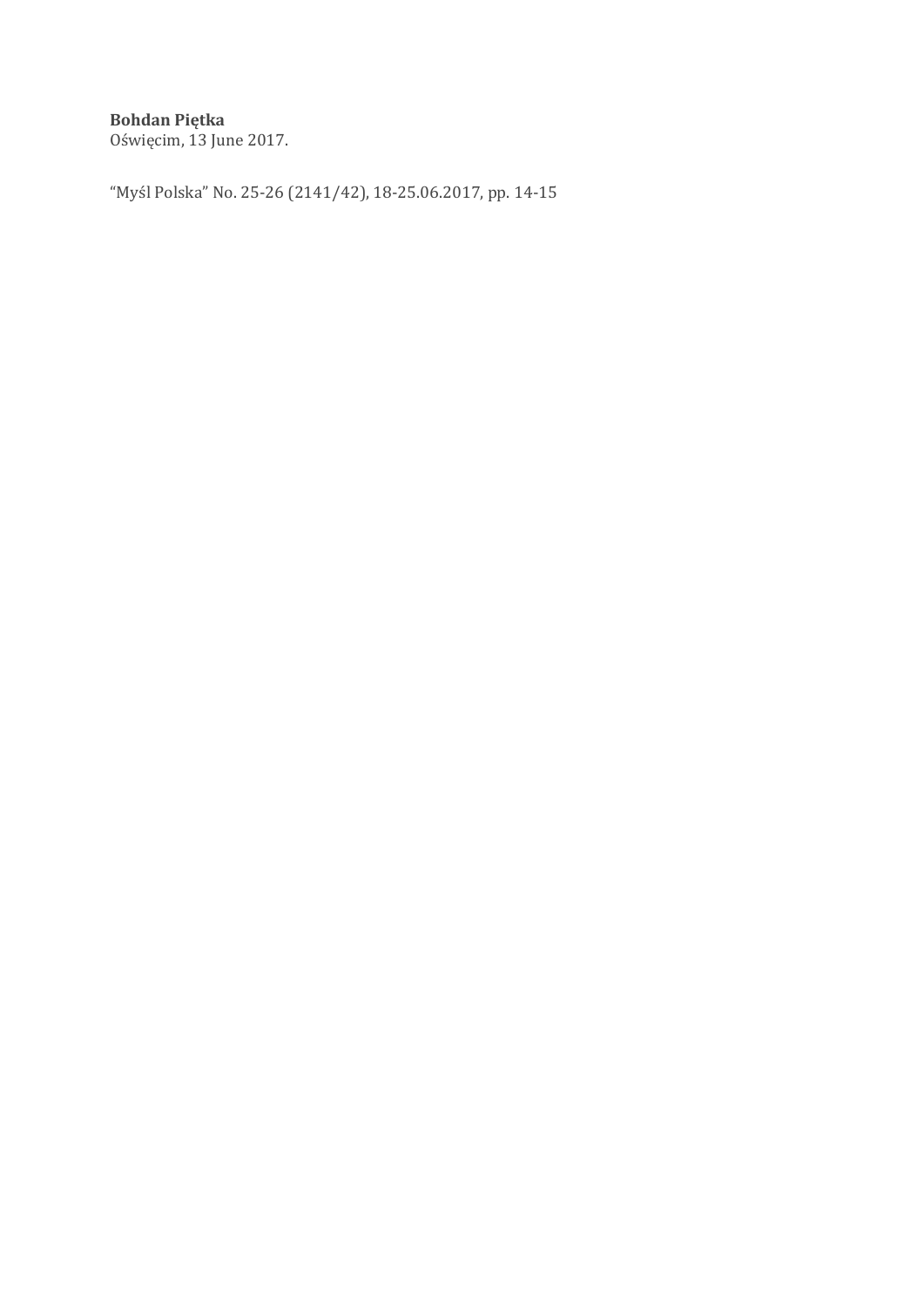**Bohdan Piętka**
Oświęcim, 13 June 2017.

“Myśl Polska” No. 25-26 (2141/42), 18-25.06.2017, pp. 14-15